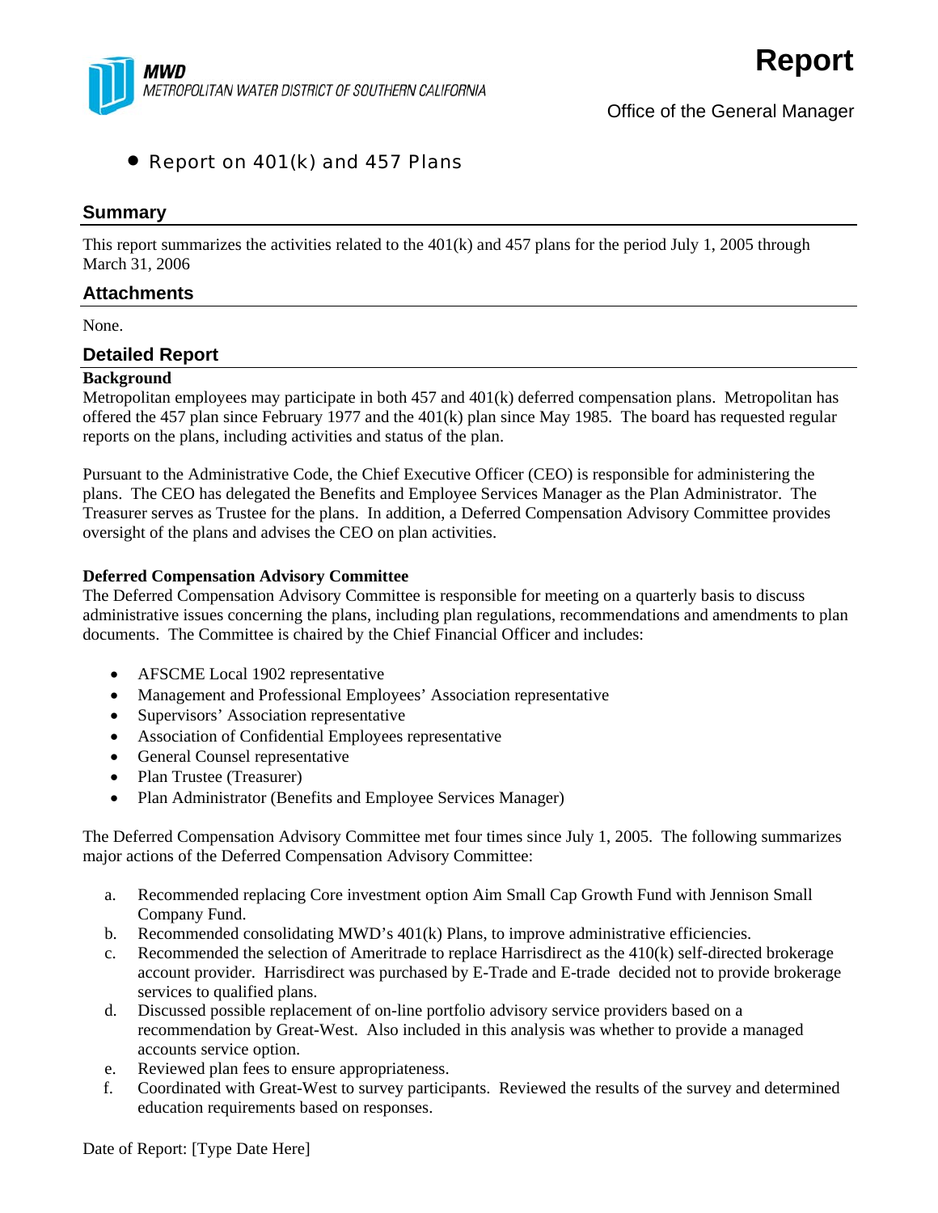**MWD**
*METROPOLITAN WATER DISTRICT OF SOUTHERN CALIFORNIA*

# Report

Office of the General Manager

- Report on 401(k) and 457 Plans

## Summary

This report summarizes the activities related to the 401(k) and 457 plans for the period July 1, 2005 through March 31, 2006

## Attachments

None.

## Detailed Report

**Background**

Metropolitan employees may participate in both 457 and 401(k) deferred compensation plans. Metropolitan has offered the 457 plan since February 1977 and the 401(k) plan since May 1985. The board has requested regular reports on the plans, including activities and status of the plan.

Pursuant to the Administrative Code, the Chief Executive Officer (CEO) is responsible for administering the plans. The CEO has delegated the Benefits and Employee Services Manager as the Plan Administrator. The Treasurer serves as Trustee for the plans. In addition, a Deferred Compensation Advisory Committee provides oversight of the plans and advises the CEO on plan activities.

**Deferred Compensation Advisory Committee**

The Deferred Compensation Advisory Committee is responsible for meeting on a quarterly basis to discuss administrative issues concerning the plans, including plan regulations, recommendations and amendments to plan documents. The Committee is chaired by the Chief Financial Officer and includes:

- AFSCME Local 1902 representative
- Management and Professional Employees' Association representative
- Supervisors' Association representative
- Association of Confidential Employees representative
- General Counsel representative
- Plan Trustee (Treasurer)
- Plan Administrator (Benefits and Employee Services Manager)

The Deferred Compensation Advisory Committee met four times since July 1, 2005. The following summarizes major actions of the Deferred Compensation Advisory Committee:

a. Recommended replacing Core investment option Aim Small Cap Growth Fund with Jennison Small Company Fund.
b. Recommended consolidating MWD's 401(k) Plans, to improve administrative efficiencies.
c. Recommended the selection of Ameritrade to replace Harrisdirect as the 410(k) self-directed brokerage account provider. Harrisdirect was purchased by E-Trade and E-trade decided not to provide brokerage services to qualified plans.
d. Discussed possible replacement of on-line portfolio advisory service providers based on a recommendation by Great-West. Also included in this analysis was whether to provide a managed accounts service option.
e. Reviewed plan fees to ensure appropriateness.
f. Coordinated with Great-West to survey participants. Reviewed the results of the survey and determined education requirements based on responses.

Date of Report: [Type Date Here]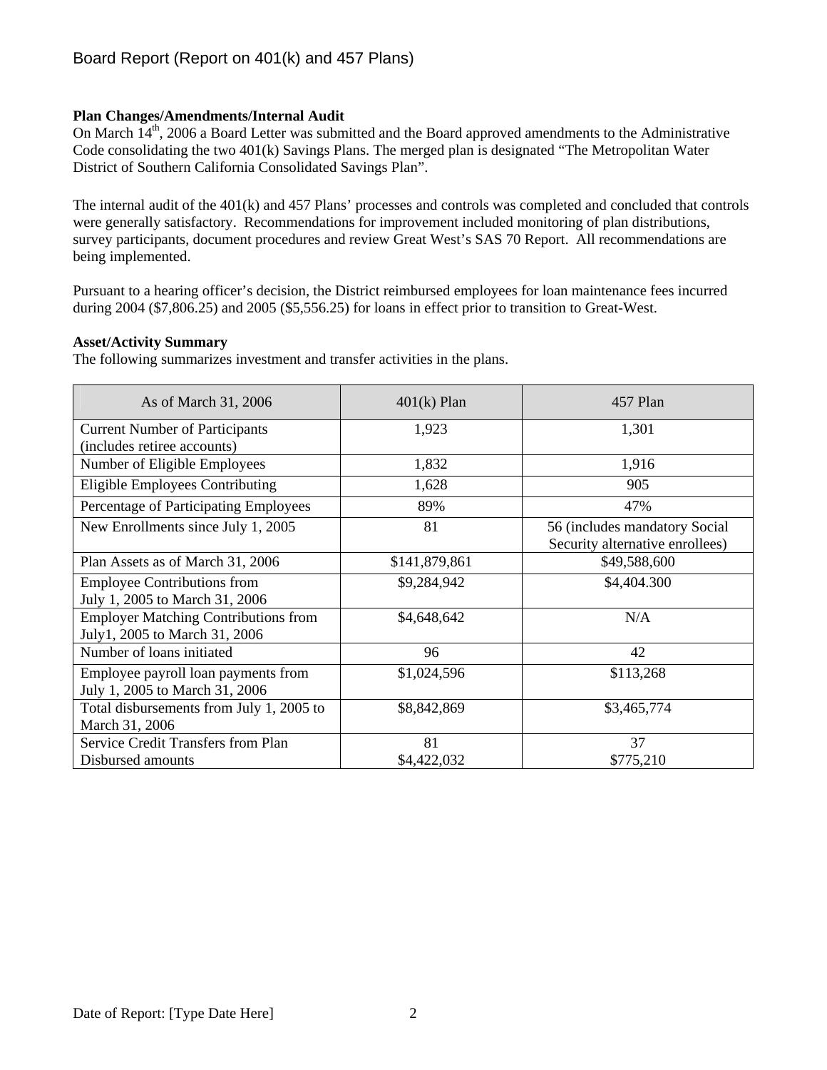**Plan Changes/Amendments/Internal Audit**

On March 14th, 2006 a Board Letter was submitted and the Board approved amendments to the Administrative Code consolidating the two 401(k) Savings Plans. The merged plan is designated "The Metropolitan Water District of Southern California Consolidated Savings Plan".

The internal audit of the 401(k) and 457 Plans' processes and controls was completed and concluded that controls were generally satisfactory. Recommendations for improvement included monitoring of plan distributions, survey participants, document procedures and review Great West's SAS 70 Report. All recommendations are being implemented.

Pursuant to a hearing officer's decision, the District reimbursed employees for loan maintenance fees incurred during 2004 ($7,806.25) and 2005 ($5,556.25) for loans in effect prior to transition to Great-West.

**Asset/Activity Summary**

The following summarizes investment and transfer activities in the plans.

| As of March 31, 2006 | 401(k) Plan | 457 Plan |
|---|---|---|
| Current Number of Participants (includes retiree accounts) | 1,923 | 1,301 |
| Number of Eligible Employees | 1,832 | 1,916 |
| Eligible Employees Contributing | 1,628 | 905 |
| Percentage of Participating Employees | 89% | 47% |
| New Enrollments since July 1, 2005 | 81 | 56 (includes mandatory Social Security alternative enrollees) |
| Plan Assets as of March 31, 2006 | $141,879,861 | $49,588,600 |
| Employee Contributions from July 1, 2005 to March 31, 2006 | $9,284,942 | $4,404.300 |
| Employer Matching Contributions from July1, 2005 to March 31, 2006 | $4,648,642 | N/A |
| Number of loans initiated | 96 | 42 |
| Employee payroll loan payments from July 1, 2005 to March 31, 2006 | $1,024,596 | $113,268 |
| Total disbursements from July 1, 2005 to March 31, 2006 | $8,842,869 | $3,465,774 |
| Service Credit Transfers from Plan Disbursed amounts | 81 $4,422,032 | 37 $775,210 |